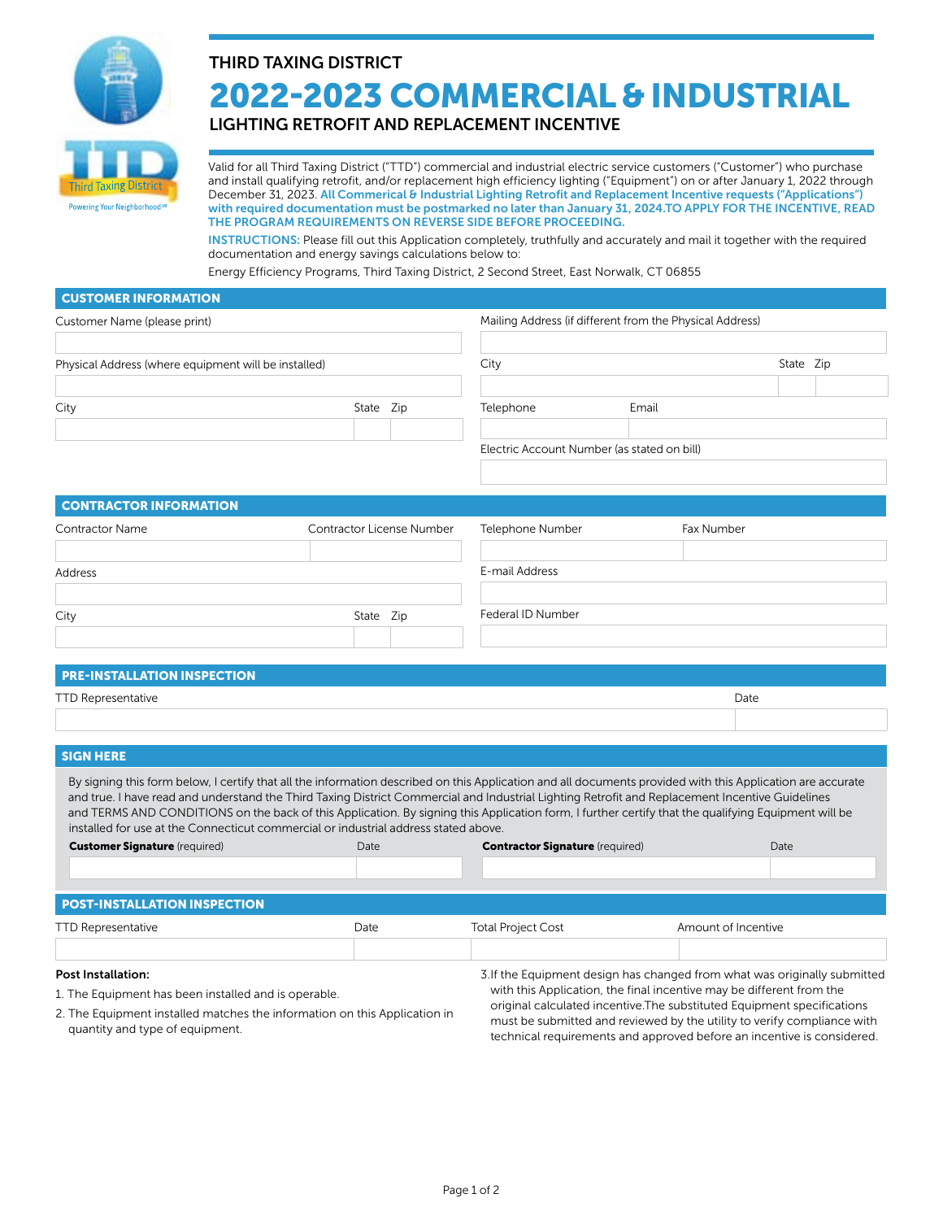THIRD TAXING DISTRICT

# 2022-2023 COMMERCIAL & INDUSTRIAL

## LIGHTING RETROFIT AND REPLACEMENT INCENTIVE

Valid for all Third Taxing District ("TTD") commercial and industrial electric service customers ("Customer") who purchase and install qualifying retrofit, and/or replacement high efficiency lighting ("Equipment") on or after January 1, 2022 through December 31, 2023. **All Commerical & Industrial Lighting Retrofit and Replacement Incentive requests ("Applications") with required documentation must be postmarked no later than January 31, 2024.TO APPLY FOR THE INCENTIVE, READ THE PROGRAM REQUIREMENTS ON REVERSE SIDE BEFORE PROCEEDING.**

**INSTRUCTIONS:** Please fill out this Application completely, truthfully and accurately and mail it together with the required documentation and energy savings calculations below to:

Energy Efficiency Programs, Third Taxing District, 2 Second Street, East Norwalk, CT 06855

### CUSTOMER INFORMATION

| Customer Name (please print) | | | Mailing Address (if different from the Physical Address) | | |
|---|---|---|---|---|---|
| | | | | | |
| Physical Address (where equipment will be installed) | | | City | State | Zip |
| | | | | | |
| City | State | Zip | Telephone | Email | |
| | | | | | |
| | | | Electric Account Number (as stated on bill) | | |
| | | | | | |

### CONTRACTOR INFORMATION

| Contractor Name | Contractor License Number | | Telephone Number | Fax Number |
|---|---|---|---|---|
| | | | | |
| Address | | | E-mail Address | |
| | | | | |
| City | State | Zip | Federal ID Number | |
| | | | | |

### PRE-INSTALLATION INSPECTION

| TTD Representative | Date |
|---|---|
| | |

### SIGN HERE

By signing this form below, I certify that all the information described on this Application and all documents provided with this Application are accurate and true. I have read and understand the Third Taxing District Commercial and Industrial Lighting Retrofit and Replacement Incentive Guidelines and TERMS AND CONDITIONS on the back of this Application. By signing this Application form, I further certify that the qualifying Equipment will be installed for use at the Connecticut commercial or industrial address stated above.

| **Customer Signature** (required) | Date | **Contractor Signature** (required) | Date |
|---|---|---|---|
| | | | |

### POST-INSTALLATION INSPECTION

| TTD Representative | Date | Total Project Cost | Amount of Incentive |
|---|---|---|---|
| | | | |

**Post Installation:**

1. The Equipment has been installed and is operable.
2. The Equipment installed matches the information on this Application in quantity and type of equipment.
3. If the Equipment design has changed from what was originally submitted with this Application, the final incentive may be different from the original calculated incentive.The substituted Equipment specifications must be submitted and reviewed by the utility to verify compliance with technical requirements and approved before an incentive is considered.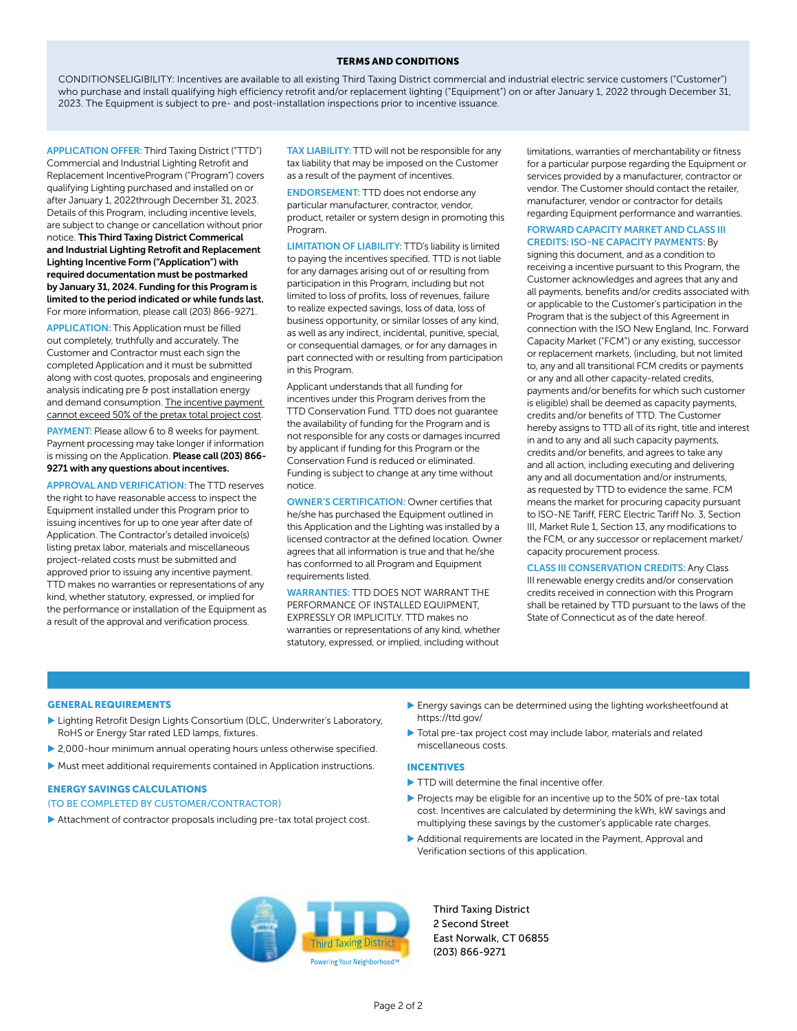## TERMS AND CONDITIONS

CONDITIONSELIGIBILITY: Incentives are available to all existing Third Taxing District commercial and industrial electric service customers ("Customer") who purchase and install qualifying high efficiency retrofit and/or replacement lighting ("Equipment") on or after January 1, 2022 through December 31, 2023. The Equipment is subject to pre- and post-installation inspections prior to incentive issuance.

**APPLICATION OFFER:** Third Taxing District ("TTD") Commercial and Industrial Lighting Retrofit and Replacement IncentiveProgram ("Program") covers qualifying Lighting purchased and installed on or after January 1, 2022through December 31, 2023. Details of this Program, including incentive levels, are subject to change or cancellation without prior notice. **This Third Taxing District Commerical and Industrial Lighting Retrofit and Replacement Lighting Incentive Form ("Application") with required documentation must be postmarked by January 31, 2024. Funding for this Program is limited to the period indicated or while funds last.** For more information, please call (203) 866-9271.

**APPLICATION:** This Application must be filled out completely, truthfully and accurately. The Customer and Contractor must each sign the completed Application and it must be submitted along with cost quotes, proposals and engineering analysis indicating pre & post installation energy and demand consumption. The incentive payment cannot exceed 50% of the pretax total project cost.

**PAYMENT:** Please allow 6 to 8 weeks for payment. Payment processing may take longer if information is missing on the Application. **Please call (203) 866-9271 with any questions about incentives.**

**APPROVAL AND VERIFICATION:** The TTD reserves the right to have reasonable access to inspect the Equipment installed under this Program prior to issuing incentives for up to one year after date of Application. The Contractor's detailed invoice(s) listing pretax labor, materials and miscellaneous project-related costs must be submitted and approved prior to issuing any incentive payment. TTD makes no warranties or representations of any kind, whether statutory, expressed, or implied for the performance or installation of the Equipment as a result of the approval and verification process.

**TAX LIABILITY:** TTD will not be responsible for any tax liability that may be imposed on the Customer as a result of the payment of incentives.

**ENDORSEMENT:** TTD does not endorse any particular manufacturer, contractor, vendor, product, retailer or system design in promoting this Program.

**LIMITATION OF LIABILITY:** TTD's liability is limited to paying the incentives specified. TTD is not liable for any damages arising out of or resulting from participation in this Program, including but not limited to loss of profits, loss of revenues, failure to realize expected savings, loss of data, loss of business opportunity, or similar losses of any kind, as well as any indirect, incidental, punitive, special, or consequential damages, or for any damages in part connected with or resulting from participation in this Program.

Applicant understands that all funding for incentives under this Program derives from the TTD Conservation Fund. TTD does not guarantee the availability of funding for the Program and is not responsible for any costs or damages incurred by applicant if funding for this Program or the Conservation Fund is reduced or eliminated. Funding is subject to change at any time without notice.

**OWNER'S CERTIFICATION:** Owner certifies that he/she has purchased the Equipment outlined in this Application and the Lighting was installed by a licensed contractor at the defined location. Owner agrees that all information is true and that he/she has conformed to all Program and Equipment requirements listed.

**WARRANTIES:** TTD DOES NOT WARRANT THE PERFORMANCE OF INSTALLED EQUIPMENT, EXPRESSLY OR IMPLICITLY. TTD makes no warranties or representations of any kind, whether statutory, expressed, or implied, including without limitations, warranties of merchantability or fitness for a particular purpose regarding the Equipment or services provided by a manufacturer, contractor or vendor. The Customer should contact the retailer, manufacturer, vendor or contractor for details regarding Equipment performance and warranties.

**FORWARD CAPACITY MARKET AND CLASS III CREDITS: ISO-NE CAPACITY PAYMENTS:** By signing this document, and as a condition to receiving a incentive pursuant to this Program, the Customer acknowledges and agrees that any and all payments, benefits and/or credits associated with or applicable to the Customer's participation in the Program that is the subject of this Agreement in connection with the ISO New England, Inc. Forward Capacity Market ("FCM") or any existing, successor or replacement markets, (including, but not limited to, any and all transitional FCM credits or payments or any and all other capacity-related credits, payments and/or benefits for which such customer is eligible) shall be deemed as capacity payments, credits and/or benefits of TTD. The Customer hereby assigns to TTD all of its right, title and interest in and to any and all such capacity payments, credits and/or benefits, and agrees to take any and all action, including executing and delivering any and all documentation and/or instruments, as requested by TTD to evidence the same. FCM means the market for procuring capacity pursuant to ISO-NE Tariff, FERC Electric Tariff No. 3, Section III, Market Rule 1, Section 13, any modifications to the FCM, or any successor or replacement market/capacity procurement process.

**CLASS III CONSERVATION CREDITS:** Any Class III renewable energy credits and/or conservation credits received in connection with this Program shall be retained by TTD pursuant to the laws of the State of Connecticut as of the date hereof.

### GENERAL REQUIREMENTS

- Lighting Retrofit Design Lights Consortium (DLC, Underwriter's Laboratory, RoHS or Energy Star rated LED lamps, fixtures.
- 2,000-hour minimum annual operating hours unless otherwise specified.
- Must meet additional requirements contained in Application instructions.

### ENERGY SAVINGS CALCULATIONS

(TO BE COMPLETED BY CUSTOMER/CONTRACTOR)

- Attachment of contractor proposals including pre-tax total project cost.
- Energy savings can be determined using the lighting worksheetfound at https://ttd.gov/
- Total pre-tax project cost may include labor, materials and related miscellaneous costs.

### INCENTIVES

- TTD will determine the final incentive offer.
- Projects may be eligible for an incentive up to the 50% of pre-tax total cost. Incentives are calculated by determining the kWh, kW savings and multiplying these savings by the customer's applicable rate charges.
- Additional requirements are located in the Payment, Approval and Verification sections of this application.

TTD Third Taxing District
Powering Your Neighborhood℠

Third Taxing District
2 Second Street
East Norwalk, CT 06855
(203) 866-9271